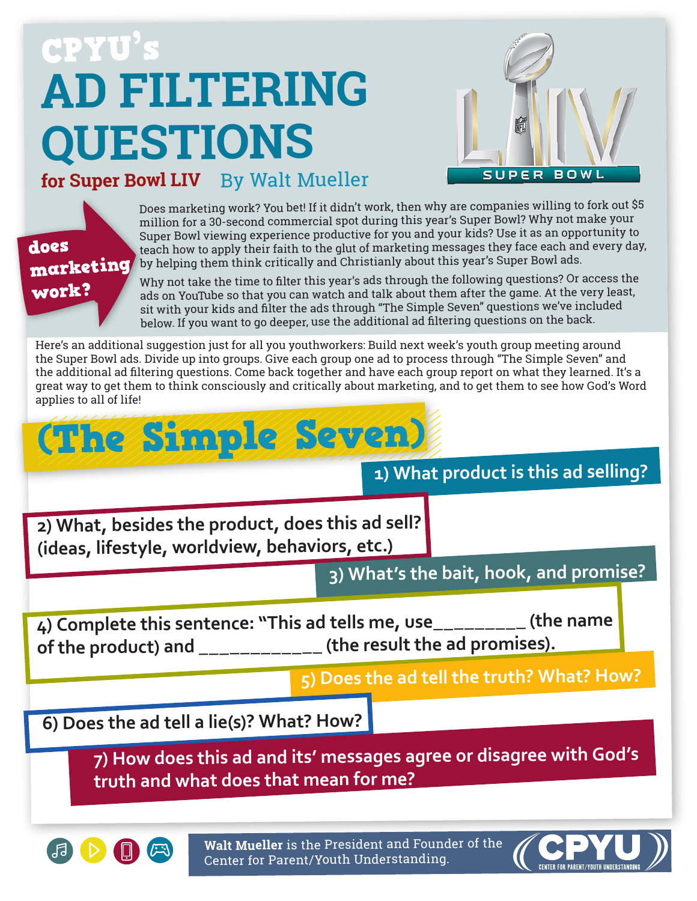# CPYU's AD FILTERING QUESTIONS

## for Super Bowl LIV By Walt Mueller

**does marketing work?**

Does marketing work? You bet! If it didn't work, then why are companies willing to fork out $5 million for a 30-second commercial spot during this year's Super Bowl? Why not make your Super Bowl viewing experience productive for you and your kids? Use it as an opportunity to teach how to apply their faith to the glut of marketing messages they face each and every day, by helping them think critically and Christianly about this year's Super Bowl ads.

Why not take the time to filter this year's ads through the following questions? Or access the ads on YouTube so that you can watch and talk about them after the game. At the very least, sit with your kids and filter the ads through "The Simple Seven" questions we've included below. If you want to go deeper, use the additional ad filtering questions on the back.

Here's an additional suggestion just for all you youthworkers: Build next week's youth group meeting around the Super Bowl ads. Divide up into groups. Give each group one ad to process through "The Simple Seven" and the additional ad filtering questions. Come back together and have each group report on what they learned. It's a great way to get them to think consciously and critically about marketing, and to get them to see how God's Word applies to all of life!

## (The Simple Seven)

1) What product is this ad selling?

2) What, besides the product, does this ad sell? (ideas, lifestyle, worldview, behaviors, etc.)

3) What's the bait, hook, and promise?

4) Complete this sentence: "This ad tells me, use_________ (the name of the product) and ____________ (the result the ad promises).

5) Does the ad tell the truth? What? How?

6) Does the ad tell a lie(s)? What? How?

7) How does this ad and its' messages agree or disagree with God's truth and what does that mean for me?

**Walt Mueller** is the President and Founder of the Center for Parent/Youth Understanding.

CPYU — CENTER FOR PARENT/YOUTH UNDERSTANDING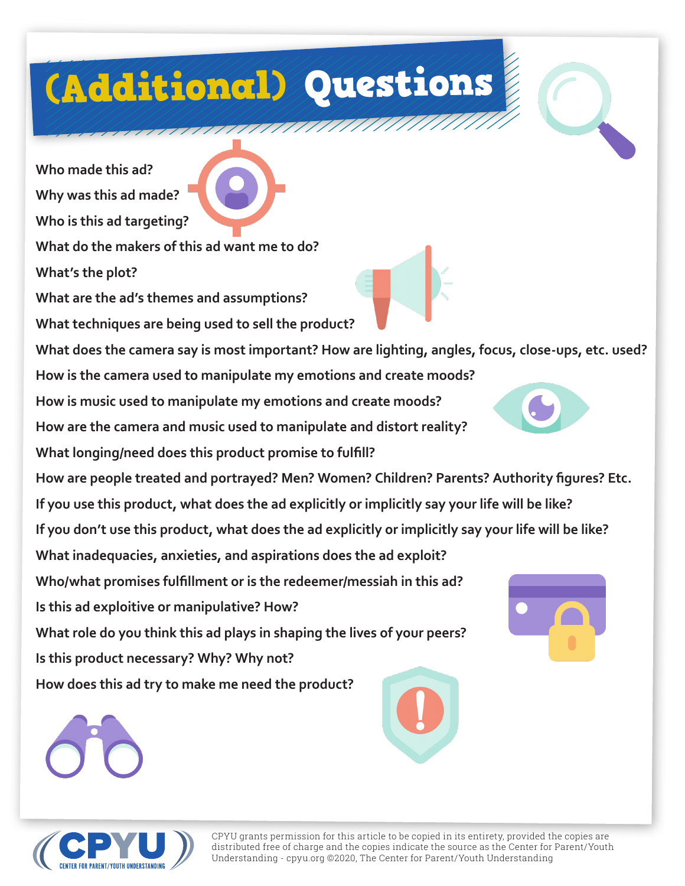# (Additional) Questions

Who made this ad?

Why was this ad made?

Who is this ad targeting?

What do the makers of this ad want me to do?

What's the plot?

What are the ad's themes and assumptions?

What techniques are being used to sell the product?

What does the camera say is most important? How are lighting, angles, focus, close-ups, etc. used?

How is the camera used to manipulate my emotions and create moods?

How is music used to manipulate my emotions and create moods?

How are the camera and music used to manipulate and distort reality?

What longing/need does this product promise to fulfill?

How are people treated and portrayed? Men? Women? Children? Parents? Authority figures? Etc.

If you use this product, what does the ad explicitly or implicitly say your life will be like?

If you don't use this product, what does the ad explicitly or implicitly say your life will be like?

What inadequacies, anxieties, and aspirations does the ad exploit?

Who/what promises fulfillment or is the redeemer/messiah in this ad?

Is this ad exploitive or manipulative? How?

What role do you think this ad plays in shaping the lives of your peers?

Is this product necessary? Why? Why not?

How does this ad try to make me need the product?

CPYU
CENTER FOR PARENT/YOUTH UNDERSTANDING

CPYU grants permission for this article to be copied in its entirety, provided the copies are distributed free of charge and the copies indicate the source as the Center for Parent/Youth Understanding - cpyu.org ©2020, The Center for Parent/Youth Understanding